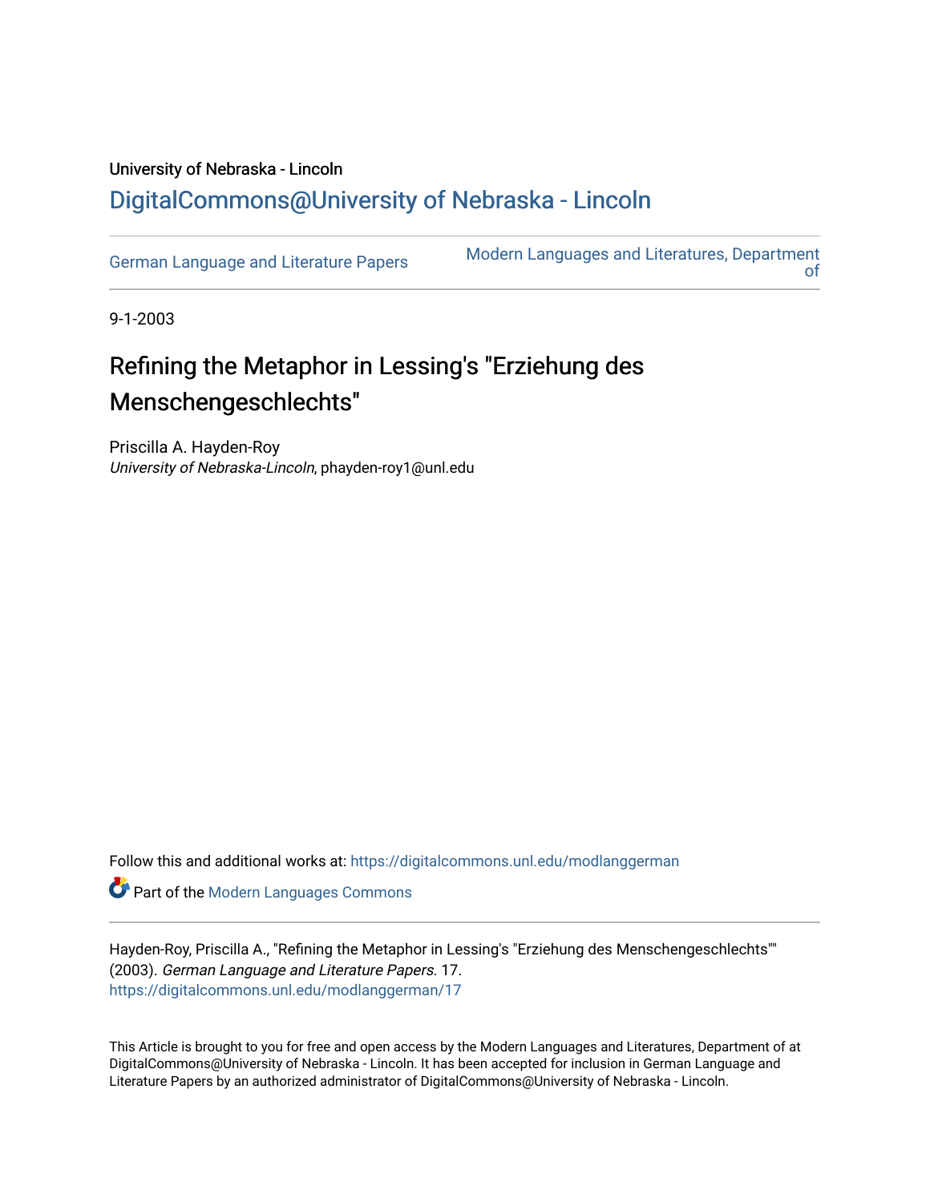University of Nebraska - Lincoln

DigitalCommons@University of Nebraska - Lincoln

German Language and Literature Papers | Modern Languages and Literatures, Department of

9-1-2003

# Refining the Metaphor in Lessing's "Erziehung des Menschengeschlechts"

Priscilla A. Hayden-Roy
*University of Nebraska-Lincoln*, phayden-roy1@unl.edu

Follow this and additional works at: https://digitalcommons.unl.edu/modlanggerman

Part of the Modern Languages Commons

Hayden-Roy, Priscilla A., "Refining the Metaphor in Lessing's "Erziehung des Menschengeschlechts"" (2003). *German Language and Literature Papers*. 17.
https://digitalcommons.unl.edu/modlanggerman/17

This Article is brought to you for free and open access by the Modern Languages and Literatures, Department of at DigitalCommons@University of Nebraska - Lincoln. It has been accepted for inclusion in German Language and Literature Papers by an authorized administrator of DigitalCommons@University of Nebraska - Lincoln.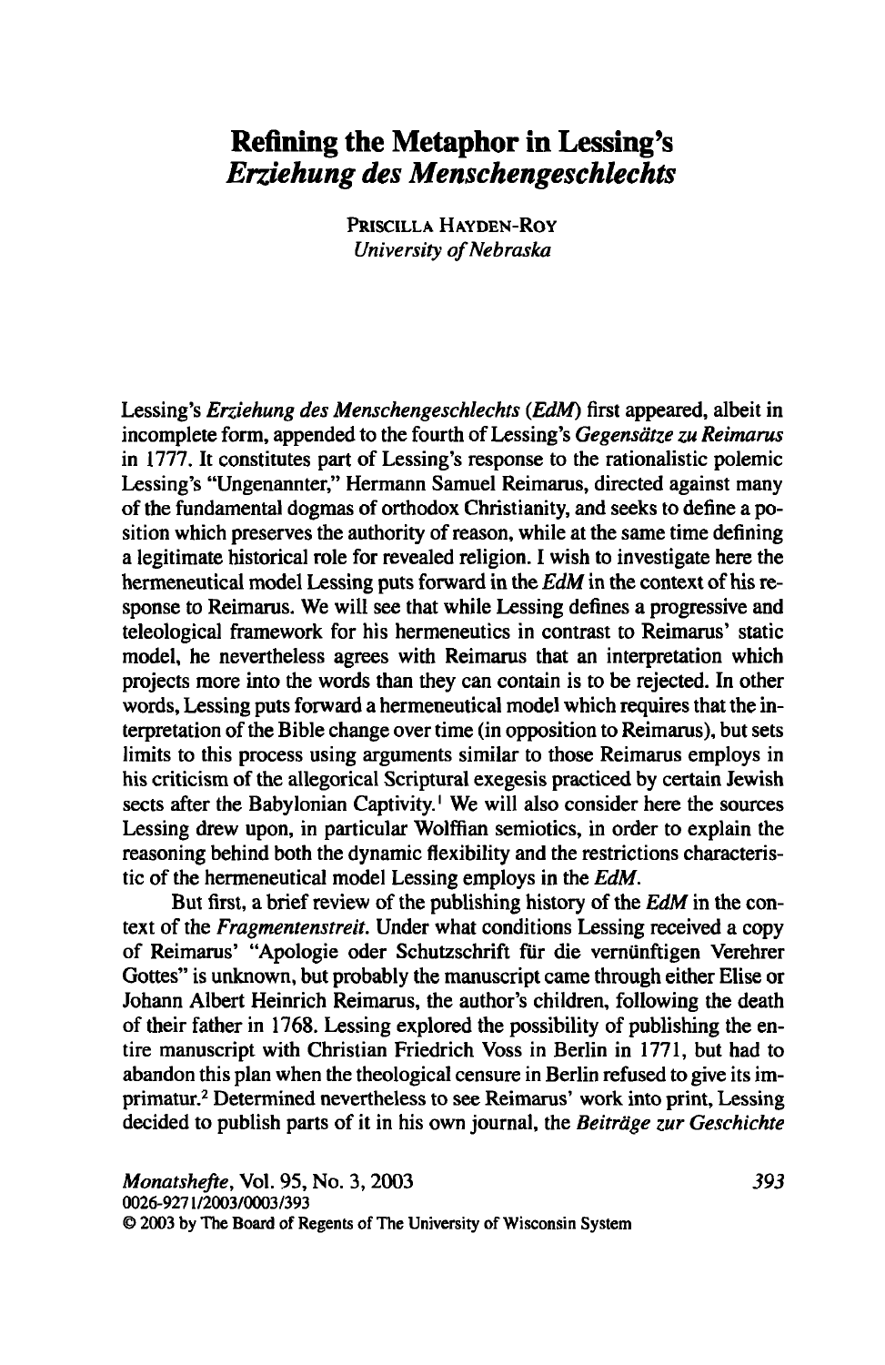# Refining the Metaphor in Lessing's *Erziehung des Menschengeschlechts*

PRISCILLA HAYDEN-ROY
*University of Nebraska*

Lessing's *Erziehung des Menschengeschlechts* (*EdM*) first appeared, albeit in incomplete form, appended to the fourth of Lessing's *Gegensätze zu Reimarus* in 1777. It constitutes part of Lessing's response to the rationalistic polemic Lessing's "Ungenannter," Hermann Samuel Reimarus, directed against many of the fundamental dogmas of orthodox Christianity, and seeks to define a position which preserves the authority of reason, while at the same time defining a legitimate historical role for revealed religion. I wish to investigate here the hermeneutical model Lessing puts forward in the *EdM* in the context of his response to Reimarus. We will see that while Lessing defines a progressive and teleological framework for his hermeneutics in contrast to Reimarus' static model, he nevertheless agrees with Reimarus that an interpretation which projects more into the words than they can contain is to be rejected. In other words, Lessing puts forward a hermeneutical model which requires that the interpretation of the Bible change over time (in opposition to Reimarus), but sets limits to this process using arguments similar to those Reimarus employs in his criticism of the allegorical Scriptural exegesis practiced by certain Jewish sects after the Babylonian Captivity.[1] We will also consider here the sources Lessing drew upon, in particular Wolffian semiotics, in order to explain the reasoning behind both the dynamic flexibility and the restrictions characteristic of the hermeneutical model Lessing employs in the *EdM*.

But first, a brief review of the publishing history of the *EdM* in the context of the *Fragmentenstreit*. Under what conditions Lessing received a copy of Reimarus' "Apologie oder Schutzschrift für die vernünftigen Verehrer Gottes" is unknown, but probably the manuscript came through either Elise or Johann Albert Heinrich Reimarus, the author's children, following the death of their father in 1768. Lessing explored the possibility of publishing the entire manuscript with Christian Friedrich Voss in Berlin in 1771, but had to abandon this plan when the theological censure in Berlin refused to give its imprimatur.[2] Determined nevertheless to see Reimarus' work into print, Lessing decided to publish parts of it in his own journal, the *Beiträge zur Geschichte*

0026-9271/2003/0003/393
© 2003 by The Board of Regents of The University of Wisconsin System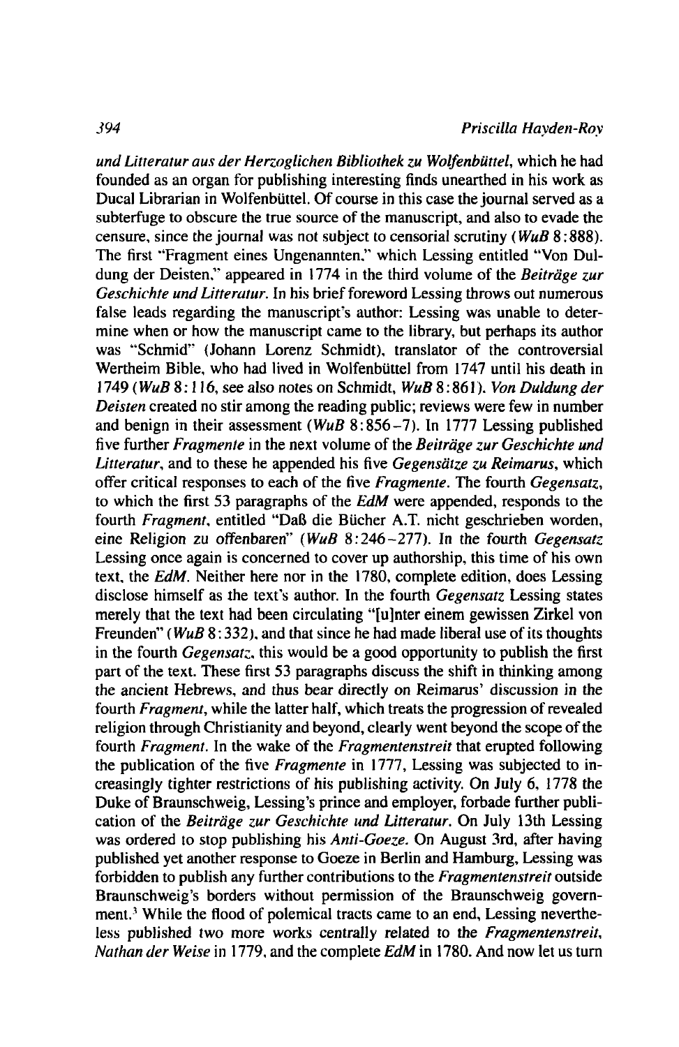*und Litteratur aus der Herzoglichen Bibliothek zu Wolfenbüttel*, which he had founded as an organ for publishing interesting finds unearthed in his work as Ducal Librarian in Wolfenbüttel. Of course in this case the journal served as a subterfuge to obscure the true source of the manuscript, and also to evade the censure, since the journal was not subject to censorial scrutiny (*WuB* 8:888). The first "Fragment eines Ungenannten," which Lessing entitled "Von Duldung der Deisten," appeared in 1774 in the third volume of the *Beiträge zur Geschichte und Litteratur*. In his brief foreword Lessing throws out numerous false leads regarding the manuscript's author: Lessing was unable to determine when or how the manuscript came to the library, but perhaps its author was "Schmid" (Johann Lorenz Schmidt), translator of the controversial Wertheim Bible, who had lived in Wolfenbüttel from 1747 until his death in 1749 (*WuB* 8:116, see also notes on Schmidt, *WuB* 8:861). *Von Duldung der Deisten* created no stir among the reading public; reviews were few in number and benign in their assessment (*WuB* 8:856–7). In 1777 Lessing published five further *Fragmente* in the next volume of the *Beiträge zur Geschichte und Litteratur*, and to these he appended his five *Gegensätze zu Reimarus*, which offer critical responses to each of the five *Fragmente*. The fourth *Gegensatz*, to which the first 53 paragraphs of the *EdM* were appended, responds to the fourth *Fragment*, entitled "Daß die Bücher A.T. nicht geschrieben worden, eine Religion zu offenbaren" (*WuB* 8:246–277). In the fourth *Gegensatz* Lessing once again is concerned to cover up authorship, this time of his own text, the *EdM*. Neither here nor in the 1780, complete edition, does Lessing disclose himself as the text's author. In the fourth *Gegensatz* Lessing states merely that the text had been circulating "[u]nter einem gewissen Zirkel von Freunden" (*WuB* 8:332), and that since he had made liberal use of its thoughts in the fourth *Gegensatz*, this would be a good opportunity to publish the first part of the text. These first 53 paragraphs discuss the shift in thinking among the ancient Hebrews, and thus bear directly on Reimarus' discussion in the fourth *Fragment*, while the latter half, which treats the progression of revealed religion through Christianity and beyond, clearly went beyond the scope of the fourth *Fragment*. In the wake of the *Fragmentenstreit* that erupted following the publication of the five *Fragmente* in 1777, Lessing was subjected to increasingly tighter restrictions of his publishing activity. On July 6, 1778 the Duke of Braunschweig, Lessing's prince and employer, forbade further publication of the *Beiträge zur Geschichte und Litteratur*. On July 13th Lessing was ordered to stop publishing his *Anti-Goeze*. On August 3rd, after having published yet another response to Goeze in Berlin and Hamburg, Lessing was forbidden to publish any further contributions to the *Fragmentenstreit* outside Braunschweig's borders without permission of the Braunschweig government.[3] While the flood of polemical tracts came to an end, Lessing nevertheless published two more works centrally related to the *Fragmentenstreit*, *Nathan der Weise* in 1779, and the complete *EdM* in 1780. And now let us turn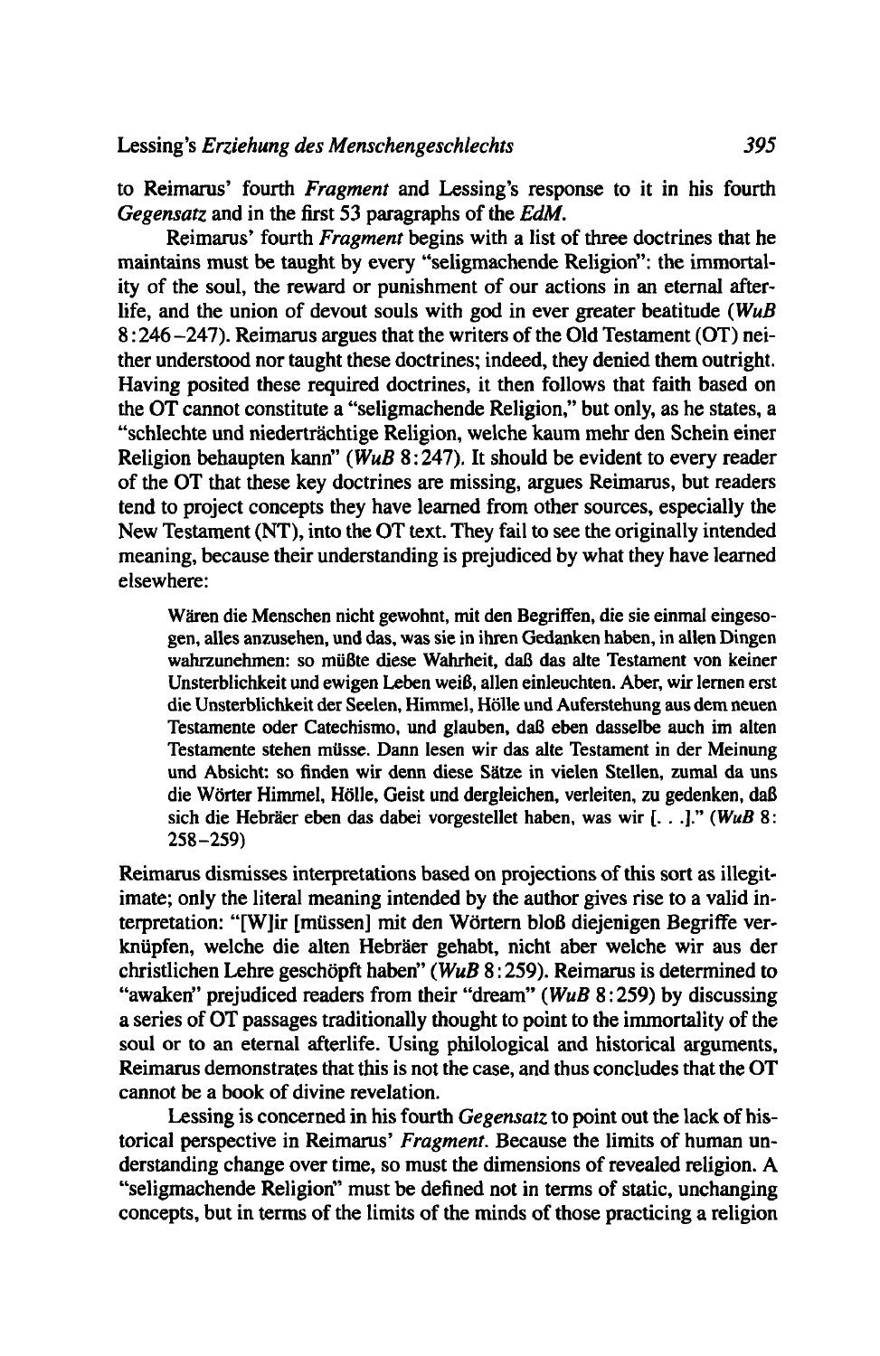to Reimarus' fourth *Fragment* and Lessing's response to it in his fourth *Gegensatz* and in the first 53 paragraphs of the *EdM*.

Reimarus' fourth *Fragment* begins with a list of three doctrines that he maintains must be taught by every "seligmachende Religion": the immortality of the soul, the reward or punishment of our actions in an eternal afterlife, and the union of devout souls with god in ever greater beatitude (*WuB* 8:246–247). Reimarus argues that the writers of the Old Testament (OT) neither understood nor taught these doctrines; indeed, they denied them outright. Having posited these required doctrines, it then follows that faith based on the OT cannot constitute a "seligmachende Religion," but only, as he states, a "schlechte und niederträchtige Religion, welche kaum mehr den Schein einer Religion behaupten kann" (*WuB* 8:247). It should be evident to every reader of the OT that these key doctrines are missing, argues Reimarus, but readers tend to project concepts they have learned from other sources, especially the New Testament (NT), into the OT text. They fail to see the originally intended meaning, because their understanding is prejudiced by what they have learned elsewhere:

> Wären die Menschen nicht gewohnt, mit den Begriffen, die sie einmal eingesogen, alles anzusehen, und das, was sie in ihren Gedanken haben, in allen Dingen wahrzunehmen: so müßte diese Wahrheit, daß das alte Testament von keiner Unsterblichkeit und ewigen Leben weiß, allen einleuchten. Aber, wir lernen erst die Unsterblichkeit der Seelen, Himmel, Hölle und Auferstehung aus dem neuen Testamente oder Catechismo, und glauben, daß eben dasselbe auch im alten Testamente stehen müsse. Dann lesen wir das alte Testament in der Meinung und Absicht: so finden wir denn diese Sätze in vielen Stellen, zumal da uns die Wörter Himmel, Hölle, Geist und dergleichen, verleiten, zu gedenken, daß sich die Hebräer eben das dabei vorgestellet haben, was wir [. . .]." (*WuB* 8:258–259)

Reimarus dismisses interpretations based on projections of this sort as illegitimate; only the literal meaning intended by the author gives rise to a valid interpretation: "[W]ir [müssen] mit den Wörtern bloß diejenigen Begriffe verknüpfen, welche die alten Hebräer gehabt, nicht aber welche wir aus der christlichen Lehre geschöpft haben" (*WuB* 8:259). Reimarus is determined to "awaken" prejudiced readers from their "dream" (*WuB* 8:259) by discussing a series of OT passages traditionally thought to point to the immortality of the soul or to an eternal afterlife. Using philological and historical arguments, Reimarus demonstrates that this is not the case, and thus concludes that the OT cannot be a book of divine revelation.

Lessing is concerned in his fourth *Gegensatz* to point out the lack of historical perspective in Reimarus' *Fragment*. Because the limits of human understanding change over time, so must the dimensions of revealed religion. A "seligmachende Religion" must be defined not in terms of static, unchanging concepts, but in terms of the limits of the minds of those practicing a religion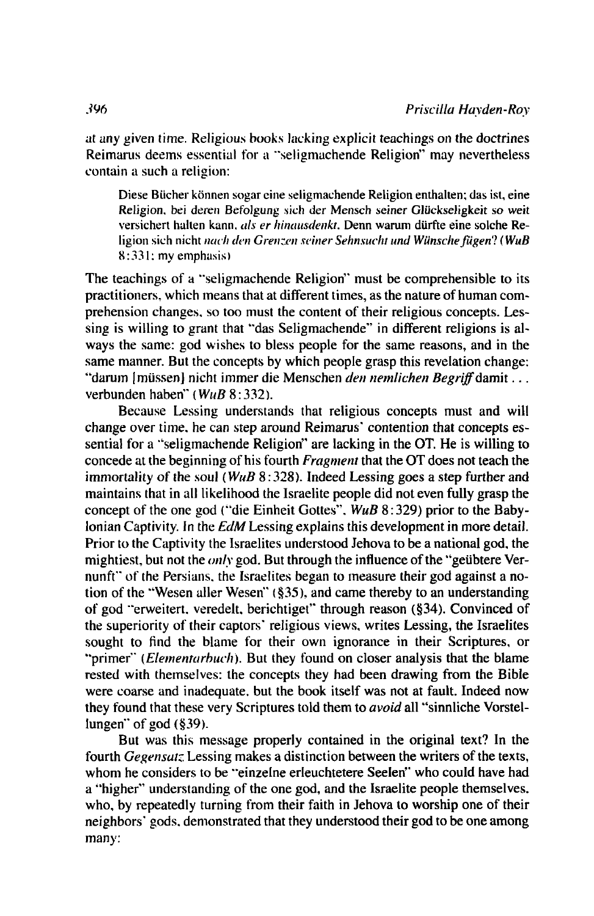at any given time. Religious books lacking explicit teachings on the doctrines Reimarus deems essential for a "seligmachende Religion" may nevertheless contain a such a religion:

> Diese Bücher können sogar eine seligmachende Religion enthalten; das ist, eine Religion, bei deren Befolgung sich der Mensch seiner Glückseligkeit so weit versichert halten kann, *als er hinausdenkt*. Denn warum dürfte eine solche Religion sich nicht *nach den Grenzen seiner Sehnsucht und Wünsche fügen*? (*WuB* 8:331; my emphasis)

The teachings of a "seligmachende Religion" must be comprehensible to its practitioners, which means that at different times, as the nature of human comprehension changes, so too must the content of their religious concepts. Lessing is willing to grant that "das Seligmachende" in different religions is always the same: god wishes to bless people for the same reasons, and in the same manner. But the concepts by which people grasp this revelation change: "darum [müssen] nicht immer die Menschen *den nemlichen Begriff* damit . . . verbunden haben" (*WuB* 8:332).

Because Lessing understands that religious concepts must and will change over time, he can step around Reimarus' contention that concepts essential for a "seligmachende Religion" are lacking in the OT. He is willing to concede at the beginning of his fourth *Fragment* that the OT does not teach the immortality of the soul (*WuB* 8:328). Indeed Lessing goes a step further and maintains that in all likelihood the Israelite people did not even fully grasp the concept of the one god ("die Einheit Gottes", *WuB* 8:329) prior to the Babylonian Captivity. In the *EdM* Lessing explains this development in more detail. Prior to the Captivity the Israelites understood Jehova to be a national god, the mightiest, but not the *only* god. But through the influence of the "geübtere Vernunft" of the Persians, the Israelites began to measure their god against a notion of the "Wesen aller Wesen" (§35), and came thereby to an understanding of god "erweitert, veredelt, berichtiget" through reason (§34). Convinced of the superiority of their captors' religious views, writes Lessing, the Israelites sought to find the blame for their own ignorance in their Scriptures, or "primer" (*Elementarbuch*). But they found on closer analysis that the blame rested with themselves: the concepts they had been drawing from the Bible were coarse and inadequate, but the book itself was not at fault. Indeed now they found that these very Scriptures told them to *avoid* all "sinnliche Vorstellungen" of god (§39).

But was this message properly contained in the original text? In the fourth *Gegensatz* Lessing makes a distinction between the writers of the texts, whom he considers to be "einzelne erleuchtetere Seelen" who could have had a "higher" understanding of the one god, and the Israelite people themselves, who, by repeatedly turning from their faith in Jehova to worship one of their neighbors' gods, demonstrated that they understood their god to be one among many: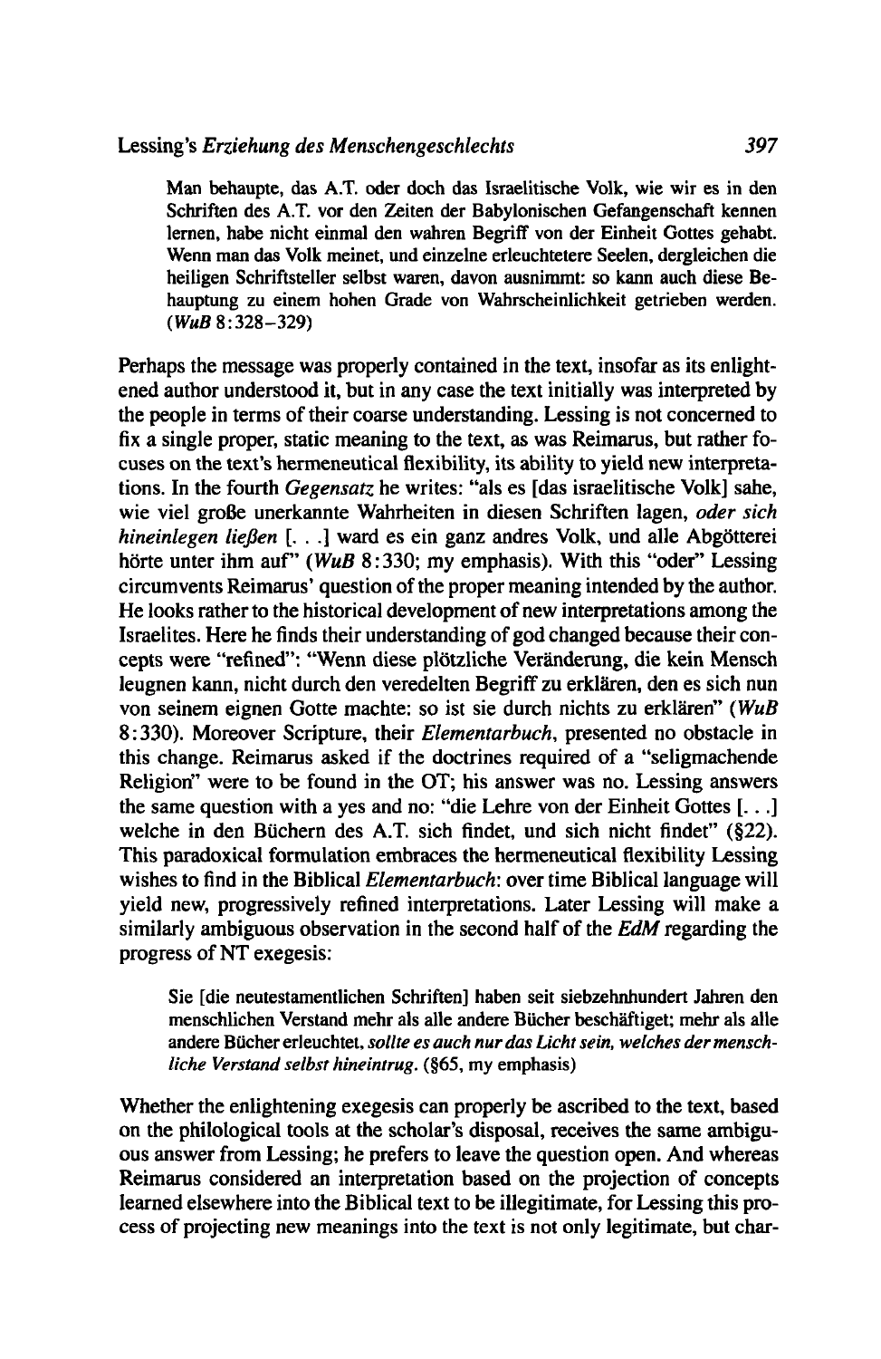> Man behaupte, das A.T. oder doch das Israelitische Volk, wie wir es in den Schriften des A.T. vor den Zeiten der Babylonischen Gefangenschaft kennen lernen, habe nicht einmal den wahren Begriff von der Einheit Gottes gehabt. Wenn man das Volk meinet, und einzelne erleuchtetere Seelen, dergleichen die heiligen Schriftsteller selbst waren, davon ausnimmt: so kann auch diese Behauptung zu einem hohen Grade von Wahrscheinlichkeit getrieben werden. (*WuB* 8:328–329)

Perhaps the message was properly contained in the text, insofar as its enlightened author understood it, but in any case the text initially was interpreted by the people in terms of their coarse understanding. Lessing is not concerned to fix a single proper, static meaning to the text, as was Reimarus, but rather focuses on the text's hermeneutical flexibility, its ability to yield new interpretations. In the fourth *Gegensatz* he writes: "als es [das israelitische Volk] sahe, wie viel große unerkannte Wahrheiten in diesen Schriften lagen, *oder sich hineinlegen ließen* [. . .] ward es ein ganz andres Volk, und alle Abgötterei hörte unter ihm auf" (*WuB* 8:330; my emphasis). With this "oder" Lessing circumvents Reimarus' question of the proper meaning intended by the author. He looks rather to the historical development of new interpretations among the Israelites. Here he finds their understanding of god changed because their concepts were "refined": "Wenn diese plötzliche Veränderung, die kein Mensch leugnen kann, nicht durch den veredelten Begriff zu erklären, den es sich nun von seinem eignen Gotte machte: so ist sie durch nichts zu erklären" (*WuB* 8:330). Moreover Scripture, their *Elementarbuch*, presented no obstacle in this change. Reimarus asked if the doctrines required of a "seligmachende Religion" were to be found in the OT; his answer was no. Lessing answers the same question with a yes and no: "die Lehre von der Einheit Gottes [. . .] welche in den Büchern des A.T. sich findet, und sich nicht findet" (§22). This paradoxical formulation embraces the hermeneutical flexibility Lessing wishes to find in the Biblical *Elementarbuch*: over time Biblical language will yield new, progressively refined interpretations. Later Lessing will make a similarly ambiguous observation in the second half of the *EdM* regarding the progress of NT exegesis:

> Sie [die neutestamentlichen Schriften] haben seit siebzehnhundert Jahren den menschlichen Verstand mehr als alle andere Bücher beschäftiget; mehr als alle andere Bücher erleuchtet, *sollte es auch nur das Licht sein, welches der menschliche Verstand selbst hineintrug.* (§65, my emphasis)

Whether the enlightening exegesis can properly be ascribed to the text, based on the philological tools at the scholar's disposal, receives the same ambiguous answer from Lessing; he prefers to leave the question open. And whereas Reimarus considered an interpretation based on the projection of concepts learned elsewhere into the Biblical text to be illegitimate, for Lessing this process of projecting new meanings into the text is not only legitimate, but char-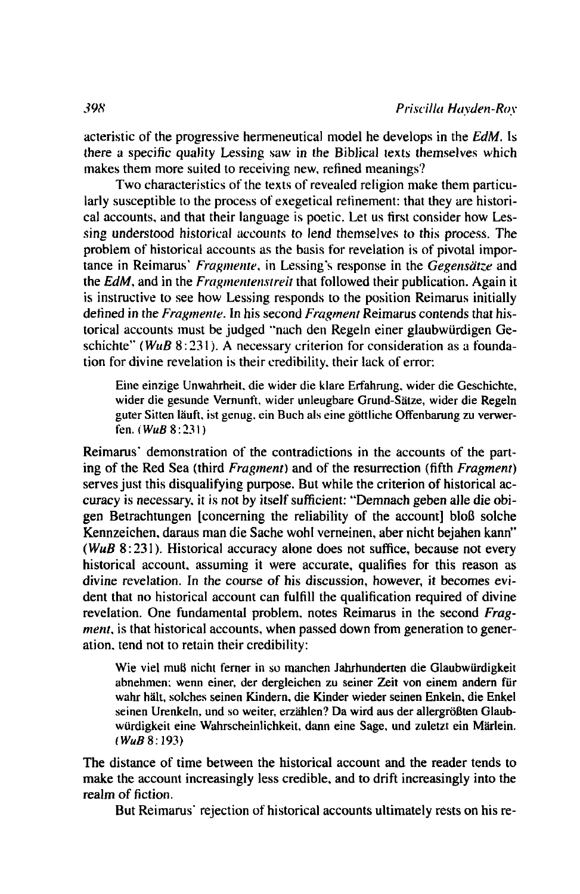acteristic of the progressive hermeneutical model he develops in the *EdM*. Is there a specific quality Lessing saw in the Biblical texts themselves which makes them more suited to receiving new, refined meanings?

Two characteristics of the texts of revealed religion make them particularly susceptible to the process of exegetical refinement: that they are historical accounts, and that their language is poetic. Let us first consider how Lessing understood historical accounts to lend themselves to this process. The problem of historical accounts as the basis for revelation is of pivotal importance in Reimarus' *Fragmente*, in Lessing's response in the *Gegensätze* and the *EdM*, and in the *Fragmentenstreit* that followed their publication. Again it is instructive to see how Lessing responds to the position Reimarus initially defined in the *Fragmente*. In his second *Fragment* Reimarus contends that historical accounts must be judged "nach den Regeln einer glaubwürdigen Geschichte" (*WuB* 8:231). A necessary criterion for consideration as a foundation for divine revelation is their credibility, their lack of error:

> Eine einzige Unwahrheit, die wider die klare Erfahrung, wider die Geschichte, wider die gesunde Vernunft, wider unleugbare Grund-Sätze, wider die Regeln guter Sitten läuft, ist genug, ein Buch als eine göttliche Offenbarung zu verwerfen. (*WuB* 8:231)

Reimarus' demonstration of the contradictions in the accounts of the parting of the Red Sea (third *Fragment*) and of the resurrection (fifth *Fragment*) serves just this disqualifying purpose. But while the criterion of historical accuracy is necessary, it is not by itself sufficient: "Demnach geben alle die obigen Betrachtungen [concerning the reliability of the account] bloß solche Kennzeichen, daraus man die Sache wohl verneinen, aber nicht bejahen kann" (*WuB* 8:231). Historical accuracy alone does not suffice, because not every historical account, assuming it were accurate, qualifies for this reason as divine revelation. In the course of his discussion, however, it becomes evident that no historical account can fulfill the qualification required of divine revelation. One fundamental problem, notes Reimarus in the second *Fragment*, is that historical accounts, when passed down from generation to generation, tend not to retain their credibility:

> Wie viel muß nicht ferner in so manchen Jahrhunderten die Glaubwürdigkeit abnehmen; wenn einer, der dergleichen zu seiner Zeit von einem andern für wahr hält, solches seinen Kindern, die Kinder wieder seinen Enkeln, die Enkel seinen Urenkeln, und so weiter, erzählen? Da wird aus der allergrößten Glaubwürdigkeit eine Wahrscheinlichkeit, dann eine Sage, und zuletzt ein Märlein. (*WuB* 8:193)

The distance of time between the historical account and the reader tends to make the account increasingly less credible, and to drift increasingly into the realm of fiction.

But Reimarus' rejection of historical accounts ultimately rests on his re-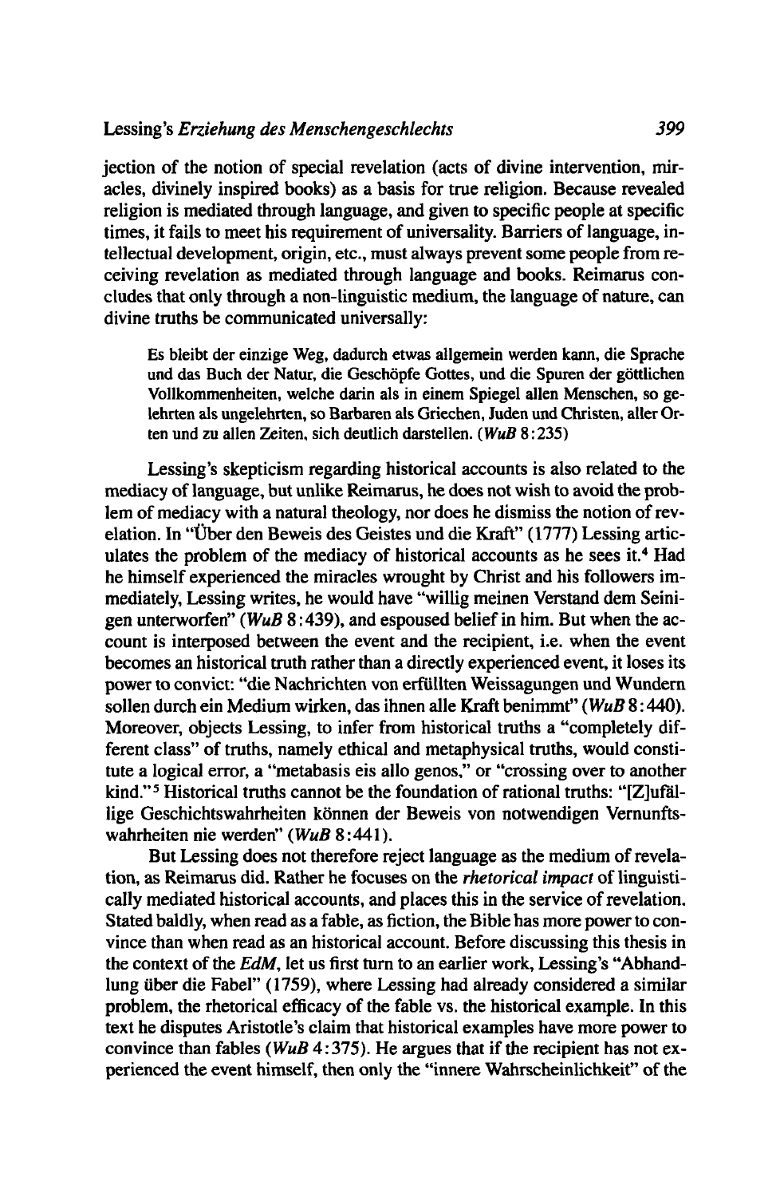jection of the notion of special revelation (acts of divine intervention, miracles, divinely inspired books) as a basis for true religion. Because revealed religion is mediated through language, and given to specific people at specific times, it fails to meet his requirement of universality. Barriers of language, intellectual development, origin, etc., must always prevent some people from receiving revelation as mediated through language and books. Reimarus concludes that only through a non-linguistic medium, the language of nature, can divine truths be communicated universally:

> Es bleibt der einzige Weg, dadurch etwas allgemein werden kann, die Sprache und das Buch der Natur, die Geschöpfe Gottes, und die Spuren der göttlichen Vollkommenheiten, welche darin als in einem Spiegel allen Menschen, so gelehrten als ungelehrten, so Barbaren als Griechen, Juden und Christen, aller Orten und zu allen Zeiten, sich deutlich darstellen. (*WuB* 8:235)

Lessing's skepticism regarding historical accounts is also related to the mediacy of language, but unlike Reimarus, he does not wish to avoid the problem of mediacy with a natural theology, nor does he dismiss the notion of revelation. In "Über den Beweis des Geistes und die Kraft" (1777) Lessing articulates the problem of the mediacy of historical accounts as he sees it.[4] Had he himself experienced the miracles wrought by Christ and his followers immediately, Lessing writes, he would have "willig meinen Verstand dem Seinigen unterworfen" (*WuB* 8:439), and espoused belief in him. But when the account is interposed between the event and the recipient, i.e. when the event becomes an historical truth rather than a directly experienced event, it loses its power to convict: "die Nachrichten von erfüllten Weissagungen und Wundern sollen durch ein Medium wirken, das ihnen alle Kraft benimmt" (*WuB* 8:440). Moreover, objects Lessing, to infer from historical truths a "completely different class" of truths, namely ethical and metaphysical truths, would constitute a logical error, a "metabasis eis allo genos," or "crossing over to another kind."[5] Historical truths cannot be the foundation of rational truths: "[Z]ufällige Geschichtswahrheiten können der Beweis von notwendigen Vernunftswahrheiten nie werden" (*WuB* 8:441).

But Lessing does not therefore reject language as the medium of revelation, as Reimarus did. Rather he focuses on the *rhetorical impact* of linguistically mediated historical accounts, and places this in the service of revelation. Stated baldly, when read as a fable, as fiction, the Bible has more power to convince than when read as an historical account. Before discussing this thesis in the context of the *EdM*, let us first turn to an earlier work, Lessing's "Abhandlung über die Fabel" (1759), where Lessing had already considered a similar problem, the rhetorical efficacy of the fable vs. the historical example. In this text he disputes Aristotle's claim that historical examples have more power to convince than fables (*WuB* 4:375). He argues that if the recipient has not experienced the event himself, then only the "innere Wahrscheinlichkeit" of the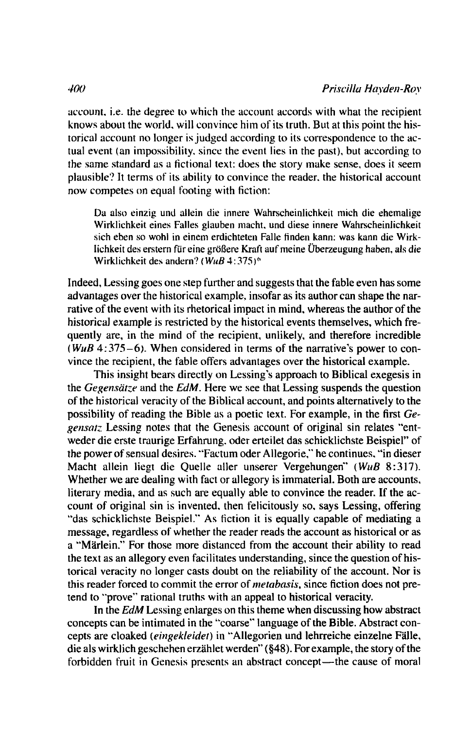account, i.e. the degree to which the account accords with what the recipient knows about the world, will convince him of its truth. But at this point the historical account no longer is judged according to its correspondence to the actual event (an impossibility, since the event lies in the past), but according to the same standard as a fictional text: does the story make sense, does it seem plausible? It terms of its ability to convince the reader, the historical account now competes on equal footing with fiction:

> Da also einzig und allein die innere Wahrscheinlichkeit mich die ehemalige Wirklichkeit eines Falles glauben macht, und diese innere Wahrscheinlichkeit sich eben so wohl in einem erdichteten Falle finden kann: was kann die Wirklichkeit des erstern für eine größere Kraft auf meine Überzeugung haben, als die Wirklichkeit des andern? (*WuB* 4:375)[6]

Indeed, Lessing goes one step further and suggests that the fable even has some advantages over the historical example, insofar as its author can shape the narrative of the event with its rhetorical impact in mind, whereas the author of the historical example is restricted by the historical events themselves, which frequently are, in the mind of the recipient, unlikely, and therefore incredible (*WuB* 4:375–6). When considered in terms of the narrative's power to convince the recipient, the fable offers advantages over the historical example.

This insight bears directly on Lessing's approach to Biblical exegesis in the *Gegensätze* and the *EdM*. Here we see that Lessing suspends the question of the historical veracity of the Biblical account, and points alternatively to the possibility of reading the Bible as a poetic text. For example, in the first *Gegensatz* Lessing notes that the Genesis account of original sin relates "entweder die erste traurige Erfahrung, oder erteilet das schicklichste Beispiel" of the power of sensual desires. "Factum oder Allegorie," he continues, "in dieser Macht allein liegt die Quelle aller unserer Vergehungen" (*WuB* 8:317). Whether we are dealing with fact or allegory is immaterial. Both are accounts, literary media, and as such are equally able to convince the reader. If the account of original sin is invented, then felicitously so, says Lessing, offering "das schicklichste Beispiel." As fiction it is equally capable of mediating a message, regardless of whether the reader reads the account as historical or as a "Märlein." For those more distanced from the account their ability to read the text as an allegory even facilitates understanding, since the question of historical veracity no longer casts doubt on the reliability of the account. Nor is this reader forced to commit the error of *metabasis*, since fiction does not pretend to "prove" rational truths with an appeal to historical veracity.

In the *EdM* Lessing enlarges on this theme when discussing how abstract concepts can be intimated in the "coarse" language of the Bible. Abstract concepts are cloaked (*eingekleidet*) in "Allegorien und lehrreiche einzelne Fälle, die als wirklich geschehen erzählet werden" (§48). For example, the story of the forbidden fruit in Genesis presents an abstract concept—the cause of moral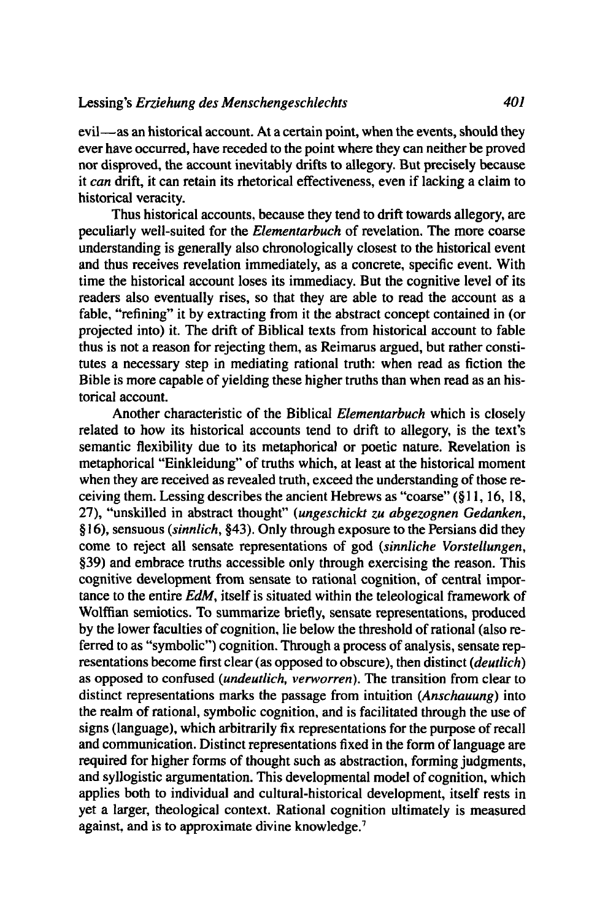evil—as an historical account. At a certain point, when the events, should they ever have occurred, have receded to the point where they can neither be proved nor disproved, the account inevitably drifts to allegory. But precisely because it *can* drift, it can retain its rhetorical effectiveness, even if lacking a claim to historical veracity.

Thus historical accounts, because they tend to drift towards allegory, are peculiarly well-suited for the *Elementarbuch* of revelation. The more coarse understanding is generally also chronologically closest to the historical event and thus receives revelation immediately, as a concrete, specific event. With time the historical account loses its immediacy. But the cognitive level of its readers also eventually rises, so that they are able to read the account as a fable, "refining" it by extracting from it the abstract concept contained in (or projected into) it. The drift of Biblical texts from historical account to fable thus is not a reason for rejecting them, as Reimarus argued, but rather constitutes a necessary step in mediating rational truth: when read as fiction the Bible is more capable of yielding these higher truths than when read as an historical account.

Another characteristic of the Biblical *Elementarbuch* which is closely related to how its historical accounts tend to drift to allegory, is the text's semantic flexibility due to its metaphorical or poetic nature. Revelation is metaphorical "Einkleidung" of truths which, at least at the historical moment when they are received as revealed truth, exceed the understanding of those receiving them. Lessing describes the ancient Hebrews as "coarse" (§11, 16, 18, 27), "unskilled in abstract thought" (*ungeschickt zu abgezognen Gedanken*, §16), sensuous (*sinnlich*, §43). Only through exposure to the Persians did they come to reject all sensate representations of god (*sinnliche Vorstellungen*, §39) and embrace truths accessible only through exercising the reason. This cognitive development from sensate to rational cognition, of central importance to the entire *EdM*, itself is situated within the teleological framework of Wolffian semiotics. To summarize briefly, sensate representations, produced by the lower faculties of cognition, lie below the threshold of rational (also referred to as "symbolic") cognition. Through a process of analysis, sensate representations become first clear (as opposed to obscure), then distinct (*deutlich*) as opposed to confused (*undeutlich, verworren*). The transition from clear to distinct representations marks the passage from intuition (*Anschauung*) into the realm of rational, symbolic cognition, and is facilitated through the use of signs (language), which arbitrarily fix representations for the purpose of recall and communication. Distinct representations fixed in the form of language are required for higher forms of thought such as abstraction, forming judgments, and syllogistic argumentation. This developmental model of cognition, which applies both to individual and cultural-historical development, itself rests in yet a larger, theological context. Rational cognition ultimately is measured against, and is to approximate divine knowledge.[7]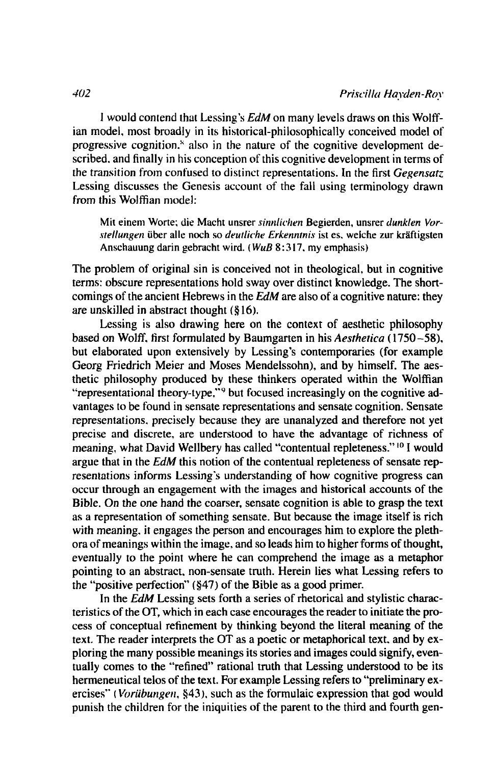I would contend that Lessing's *EdM* on many levels draws on this Wolffian model, most broadly in its historical-philosophically conceived model of progressive cognition,[8] also in the nature of the cognitive development described, and finally in his conception of this cognitive development in terms of the transition from confused to distinct representations. In the first *Gegensatz* Lessing discusses the Genesis account of the fall using terminology drawn from this Wolffian model:

> Mit einem Worte; die Macht unsrer *sinnlichen* Begierden, unsrer *dunklen Vorstellungen* über alle noch so *deutliche Erkenntnis* ist es, welche zur kräftigsten Anschauung darin gebracht wird. (*WuB* 8:317, my emphasis)

The problem of original sin is conceived not in theological, but in cognitive terms: obscure representations hold sway over distinct knowledge. The shortcomings of the ancient Hebrews in the *EdM* are also of a cognitive nature: they are unskilled in abstract thought (§16).

Lessing is also drawing here on the context of aesthetic philosophy based on Wolff, first formulated by Baumgarten in his *Aesthetica* (1750–58), but elaborated upon extensively by Lessing's contemporaries (for example Georg Friedrich Meier and Moses Mendelssohn), and by himself. The aesthetic philosophy produced by these thinkers operated within the Wolffian "representational theory-type,"[9] but focused increasingly on the cognitive advantages to be found in sensate representations and sensate cognition. Sensate representations, precisely because they are unanalyzed and therefore not yet precise and discrete, are understood to have the advantage of richness of meaning, what David Wellbery has called "contentual repleteness."[10] I would argue that in the *EdM* this notion of the contentual repleteness of sensate representations informs Lessing's understanding of how cognitive progress can occur through an engagement with the images and historical accounts of the Bible. On the one hand the coarser, sensate cognition is able to grasp the text as a representation of something sensate. But because the image itself is rich with meaning, it engages the person and encourages him to explore the plethora of meanings within the image, and so leads him to higher forms of thought, eventually to the point where he can comprehend the image as a metaphor pointing to an abstract, non-sensate truth. Herein lies what Lessing refers to the "positive perfection" (§47) of the Bible as a good primer.

In the *EdM* Lessing sets forth a series of rhetorical and stylistic characteristics of the OT, which in each case encourages the reader to initiate the process of conceptual refinement by thinking beyond the literal meaning of the text. The reader interprets the OT as a poetic or metaphorical text, and by exploring the many possible meanings its stories and images could signify, eventually comes to the "refined" rational truth that Lessing understood to be its hermeneutical telos of the text. For example Lessing refers to "preliminary exercises" (*Vorübungen*, §43), such as the formulaic expression that god would punish the children for the iniquities of the parent to the third and fourth gen-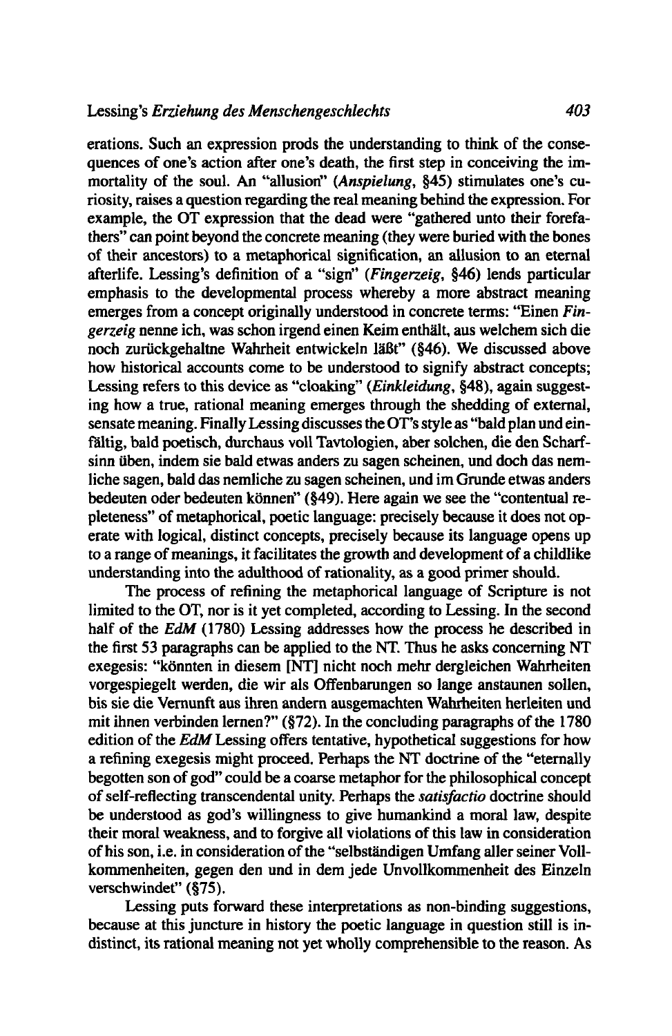erations. Such an expression prods the understanding to think of the consequences of one's action after one's death, the first step in conceiving the immortality of the soul. An "allusion" (*Anspielung*, §45) stimulates one's curiosity, raises a question regarding the real meaning behind the expression. For example, the OT expression that the dead were "gathered unto their forefathers" can point beyond the concrete meaning (they were buried with the bones of their ancestors) to a metaphorical signification, an allusion to an eternal afterlife. Lessing's definition of a "sign" (*Fingerzeig*, §46) lends particular emphasis to the developmental process whereby a more abstract meaning emerges from a concept originally understood in concrete terms: "Einen *Fingerzeig* nenne ich, was schon irgend einen Keim enthält, aus welchem sich die noch zurückgehaltne Wahrheit entwickeln läßt" (§46). We discussed above how historical accounts come to be understood to signify abstract concepts; Lessing refers to this device as "cloaking" (*Einkleidung*, §48), again suggesting how a true, rational meaning emerges through the shedding of external, sensate meaning. Finally Lessing discusses the OT's style as "bald plan und einfältig, bald poetisch, durchaus voll Tavtologien, aber solchen, die den Scharfsinn üben, indem sie bald etwas anders zu sagen scheinen, und doch das nemliche sagen, bald das nemliche zu sagen scheinen, und im Grunde etwas anders bedeuten oder bedeuten können" (§49). Here again we see the "contentual repleteness" of metaphorical, poetic language: precisely because it does not operate with logical, distinct concepts, precisely because its language opens up to a range of meanings, it facilitates the growth and development of a childlike understanding into the adulthood of rationality, as a good primer should.

The process of refining the metaphorical language of Scripture is not limited to the OT, nor is it yet completed, according to Lessing. In the second half of the *EdM* (1780) Lessing addresses how the process he described in the first 53 paragraphs can be applied to the NT. Thus he asks concerning NT exegesis: "könnten in diesem [NT] nicht noch mehr dergleichen Wahrheiten vorgespiegelt werden, die wir als Offenbarungen so lange anstaunen sollen, bis sie die Vernunft aus ihren andern ausgemachten Wahrheiten herleiten und mit ihnen verbinden lernen?" (§72). In the concluding paragraphs of the 1780 edition of the *EdM* Lessing offers tentative, hypothetical suggestions for how a refining exegesis might proceed. Perhaps the NT doctrine of the "eternally begotten son of god" could be a coarse metaphor for the philosophical concept of self-reflecting transcendental unity. Perhaps the *satisfactio* doctrine should be understood as god's willingness to give humankind a moral law, despite their moral weakness, and to forgive all violations of this law in consideration of his son, i.e. in consideration of the "selbständigen Umfang aller seiner Vollkommenheiten, gegen den und in dem jede Unvollkommenheit des Einzeln verschwindet" (§75).

Lessing puts forward these interpretations as non-binding suggestions, because at this juncture in history the poetic language in question still is indistinct, its rational meaning not yet wholly comprehensible to the reason. As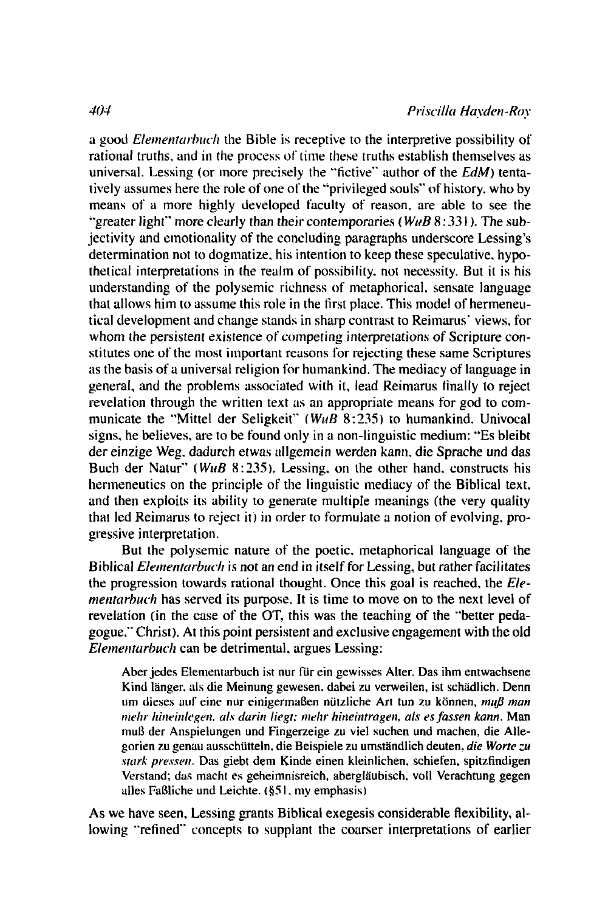a good *Elementarbuch* the Bible is receptive to the interpretive possibility of rational truths, and in the process of time these truths establish themselves as universal. Lessing (or more precisely the "fictive" author of the *EdM*) tentatively assumes here the role of one of the "privileged souls" of history, who by means of a more highly developed faculty of reason, are able to see the "greater light" more clearly than their contemporaries (*WuB* 8:331). The subjectivity and emotionality of the concluding paragraphs underscore Lessing's determination not to dogmatize, his intention to keep these speculative, hypothetical interpretations in the realm of possibility, not necessity. But it is his understanding of the polysemic richness of metaphorical, sensate language that allows him to assume this role in the first place. This model of hermeneutical development and change stands in sharp contrast to Reimarus' views, for whom the persistent existence of competing interpretations of Scripture constitutes one of the most important reasons for rejecting these same Scriptures as the basis of a universal religion for humankind. The mediacy of language in general, and the problems associated with it, lead Reimarus finally to reject revelation through the written text as an appropriate means for god to communicate the "Mittel der Seligkeit" (*WuB* 8:235) to humankind. Univocal signs, he believes, are to be found only in a non-linguistic medium: "Es bleibt der einzige Weg, dadurch etwas allgemein werden kann, die Sprache und das Buch der Natur" (*WuB* 8:235). Lessing, on the other hand, constructs his hermeneutics on the principle of the linguistic mediacy of the Biblical text, and then exploits its ability to generate multiple meanings (the very quality that led Reimarus to reject it) in order to formulate a notion of evolving, progressive interpretation.

But the polysemic nature of the poetic, metaphorical language of the Biblical *Elementarbuch* is not an end in itself for Lessing, but rather facilitates the progression towards rational thought. Once this goal is reached, the *Elementarbuch* has served its purpose. It is time to move on to the next level of revelation (in the case of the OT, this was the teaching of the "better pedagogue," Christ). At this point persistent and exclusive engagement with the old *Elementarbuch* can be detrimental, argues Lessing:

> Aber jedes Elementarbuch ist nur für ein gewisses Alter. Das ihm entwachsene Kind länger, als die Meinung gewesen, dabei zu verweilen, ist schädlich. Denn um dieses auf eine nur einigermaßen nützliche Art tun zu können, *muß man mehr hineinlegen, als darin liegt; mehr hineintragen, als es fassen kann*. Man muß der Anspielungen und Fingerzeige zu viel suchen und machen, die Allegorien zu genau ausschütteln, die Beispiele zu umständlich deuten, *die Worte zu stark pressen*. Das giebt dem Kinde einen kleinlichen, schiefen, spitzfindigen Verstand; das macht es geheimnisreich, abergläubisch, voll Verachtung gegen alles Faßliche und Leichte. (§51, my emphasis)

As we have seen, Lessing grants Biblical exegesis considerable flexibility, allowing "refined" concepts to supplant the coarser interpretations of earlier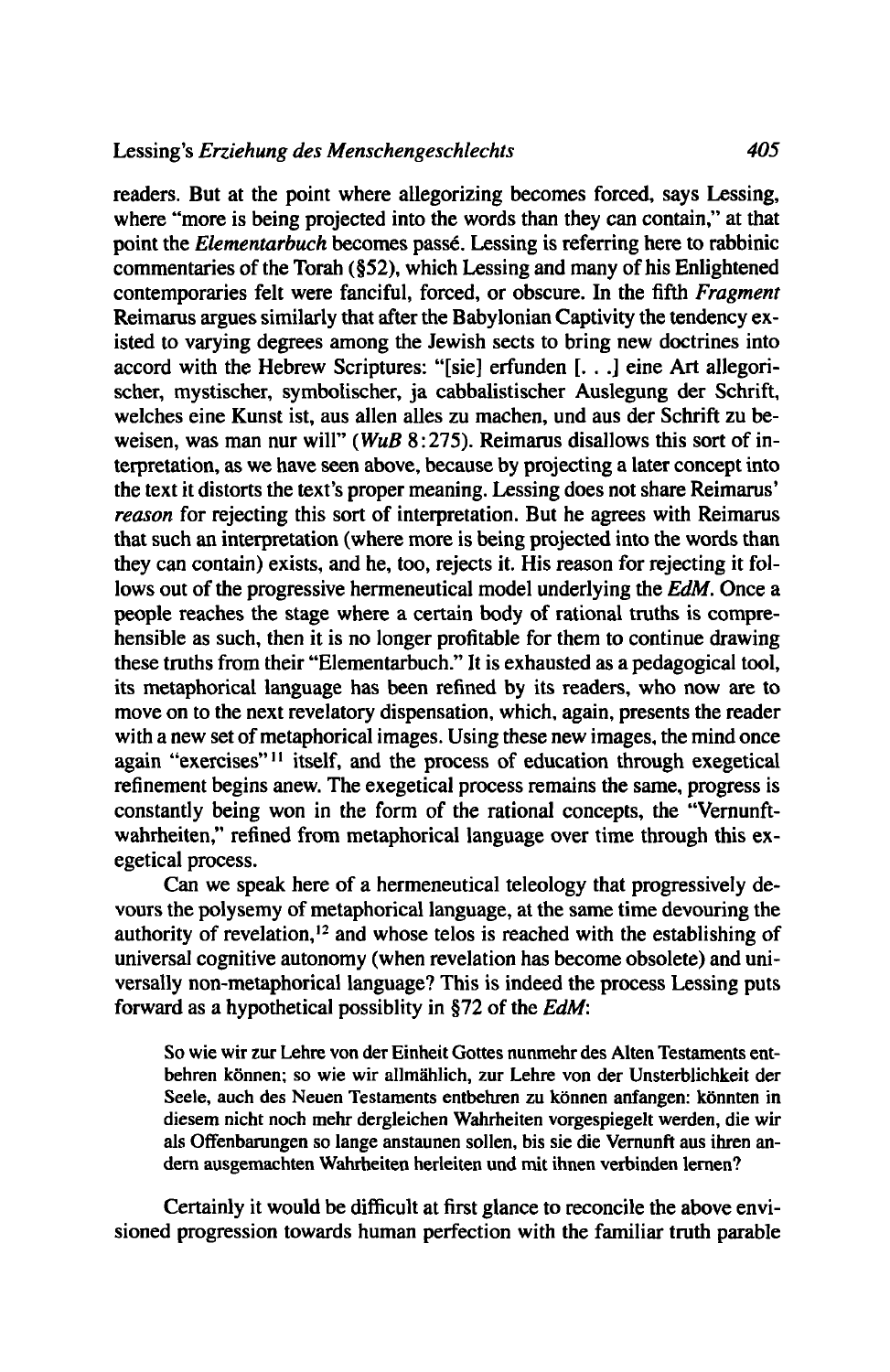readers. But at the point where allegorizing becomes forced, says Lessing, where "more is being projected into the words than they can contain," at that point the *Elementarbuch* becomes passé. Lessing is referring here to rabbinic commentaries of the Torah (§52), which Lessing and many of his Enlightened contemporaries felt were fanciful, forced, or obscure. In the fifth *Fragment* Reimarus argues similarly that after the Babylonian Captivity the tendency existed to varying degrees among the Jewish sects to bring new doctrines into accord with the Hebrew Scriptures: "[sie] erfunden [. . .] eine Art allegorischer, mystischer, symbolischer, ja cabbalistischer Auslegung der Schrift, welches eine Kunst ist, aus allen alles zu machen, und aus der Schrift zu beweisen, was man nur will" (*WuB* 8:275). Reimarus disallows this sort of interpretation, as we have seen above, because by projecting a later concept into the text it distorts the text's proper meaning. Lessing does not share Reimarus' *reason* for rejecting this sort of interpretation. But he agrees with Reimarus that such an interpretation (where more is being projected into the words than they can contain) exists, and he, too, rejects it. His reason for rejecting it follows out of the progressive hermeneutical model underlying the *EdM*. Once a people reaches the stage where a certain body of rational truths is comprehensible as such, then it is no longer profitable for them to continue drawing these truths from their "Elementarbuch." It is exhausted as a pedagogical tool, its metaphorical language has been refined by its readers, who now are to move on to the next revelatory dispensation, which, again, presents the reader with a new set of metaphorical images. Using these new images, the mind once again "exercises"[11] itself, and the process of education through exegetical refinement begins anew. The exegetical process remains the same, progress is constantly being won in the form of the rational concepts, the "Vernunftwahrheiten," refined from metaphorical language over time through this exegetical process.

Can we speak here of a hermeneutical teleology that progressively devours the polysemy of metaphorical language, at the same time devouring the authority of revelation,[12] and whose telos is reached with the establishing of universal cognitive autonomy (when revelation has become obsolete) and universally non-metaphorical language? This is indeed the process Lessing puts forward as a hypothetical possiblity in §72 of the *EdM*:

> So wie wir zur Lehre von der Einheit Gottes nunmehr des Alten Testaments entbehren können; so wie wir allmählich, zur Lehre von der Unsterblichkeit der Seele, auch des Neuen Testaments entbehren zu können anfangen: könnten in diesem nicht noch mehr dergleichen Wahrheiten vorgespiegelt werden, die wir als Offenbarungen so lange anstaunen sollen, bis sie die Vernunft aus ihren andern ausgemachten Wahrheiten herleiten und mit ihnen verbinden lernen?

Certainly it would be difficult at first glance to reconcile the above envisioned progression towards human perfection with the familiar truth parable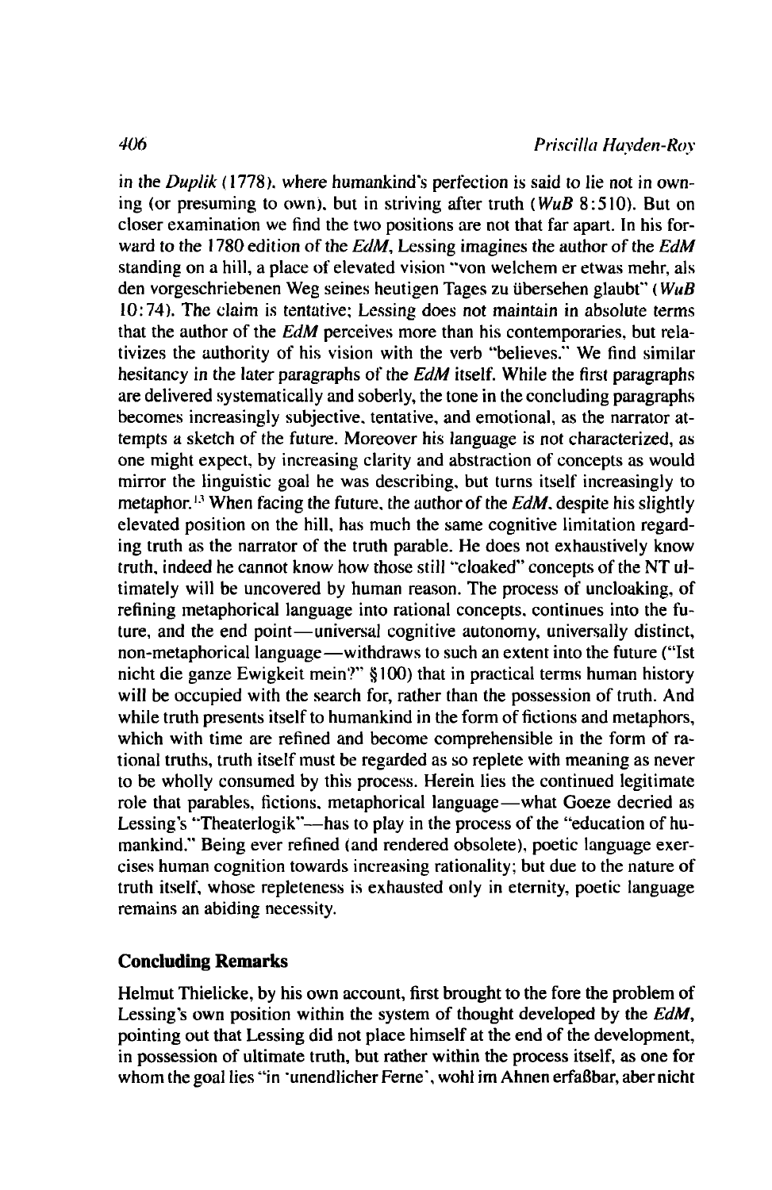in the *Duplik* (1778), where humankind's perfection is said to lie not in owning (or presuming to own), but in striving after truth (*WuB* 8:510). But on closer examination we find the two positions are not that far apart. In his forward to the 1780 edition of the *EdM*, Lessing imagines the author of the *EdM* standing on a hill, a place of elevated vision "von welchem er etwas mehr, als den vorgeschriebenen Weg seines heutigen Tages zu übersehen glaubt" (*WuB* 10:74). The claim is tentative; Lessing does not maintain in absolute terms that the author of the *EdM* perceives more than his contemporaries, but relativizes the authority of his vision with the verb "believes." We find similar hesitancy in the later paragraphs of the *EdM* itself. While the first paragraphs are delivered systematically and soberly, the tone in the concluding paragraphs becomes increasingly subjective, tentative, and emotional, as the narrator attempts a sketch of the future. Moreover his language is not characterized, as one might expect, by increasing clarity and abstraction of concepts as would mirror the linguistic goal he was describing, but turns itself increasingly to metaphor.[13] When facing the future, the author of the *EdM*, despite his slightly elevated position on the hill, has much the same cognitive limitation regarding truth as the narrator of the truth parable. He does not exhaustively know truth, indeed he cannot know how those still "cloaked" concepts of the NT ultimately will be uncovered by human reason. The process of uncloaking, of refining metaphorical language into rational concepts, continues into the future, and the end point—universal cognitive autonomy, universally distinct, non-metaphorical language—withdraws to such an extent into the future ("Ist nicht die ganze Ewigkeit mein?" §100) that in practical terms human history will be occupied with the search for, rather than the possession of truth. And while truth presents itself to humankind in the form of fictions and metaphors, which with time are refined and become comprehensible in the form of rational truths, truth itself must be regarded as so replete with meaning as never to be wholly consumed by this process. Herein lies the continued legitimate role that parables, fictions, metaphorical language—what Goeze decried as Lessing's "Theaterlogik"—has to play in the process of the "education of humankind." Being ever refined (and rendered obsolete), poetic language exercises human cognition towards increasing rationality; but due to the nature of truth itself, whose repleteness is exhausted only in eternity, poetic language remains an abiding necessity.

## Concluding Remarks

Helmut Thielicke, by his own account, first brought to the fore the problem of Lessing's own position within the system of thought developed by the *EdM*, pointing out that Lessing did not place himself at the end of the development, in possession of ultimate truth, but rather within the process itself, as one for whom the goal lies "in 'unendlicher Ferne', wohl im Ahnen erfaßbar, aber nicht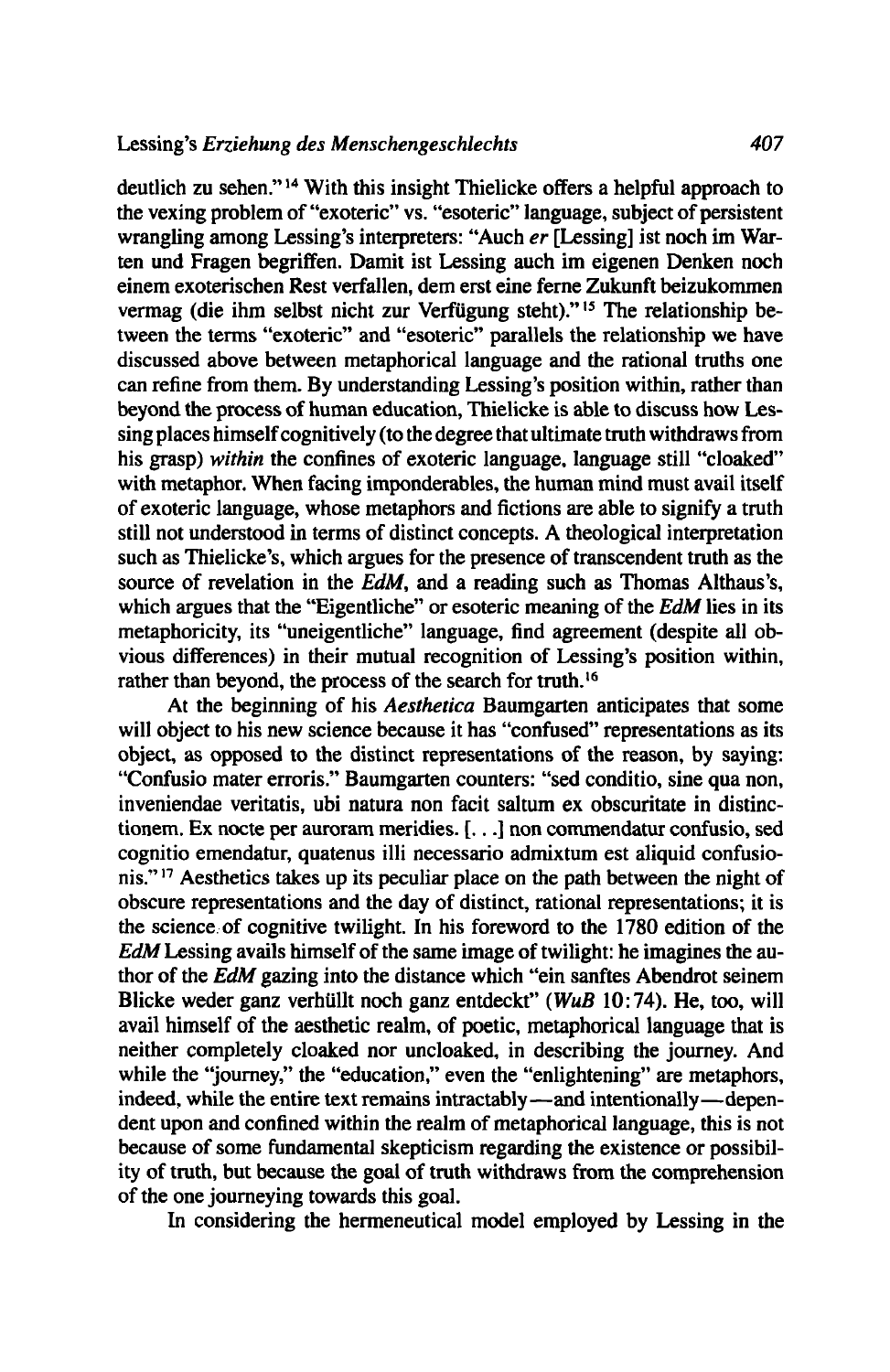deutlich zu sehen."[14] With this insight Thielicke offers a helpful approach to the vexing problem of "exoteric" vs. "esoteric" language, subject of persistent wrangling among Lessing's interpreters: "Auch *er* [Lessing] ist noch im Warten und Fragen begriffen. Damit ist Lessing auch im eigenen Denken noch einem exoterischen Rest verfallen, dem erst eine ferne Zukunft beizukommen vermag (die ihm selbst nicht zur Verfügung steht)."[15] The relationship between the terms "exoteric" and "esoteric" parallels the relationship we have discussed above between metaphorical language and the rational truths one can refine from them. By understanding Lessing's position within, rather than beyond the process of human education, Thielicke is able to discuss how Lessing places himself cognitively (to the degree that ultimate truth withdraws from his grasp) *within* the confines of exoteric language, language still "cloaked" with metaphor. When facing imponderables, the human mind must avail itself of exoteric language, whose metaphors and fictions are able to signify a truth still not understood in terms of distinct concepts. A theological interpretation such as Thielicke's, which argues for the presence of transcendent truth as the source of revelation in the *EdM*, and a reading such as Thomas Althaus's, which argues that the "Eigentliche" or esoteric meaning of the *EdM* lies in its metaphoricity, its "uneigentliche" language, find agreement (despite all obvious differences) in their mutual recognition of Lessing's position within, rather than beyond, the process of the search for truth.[16]

At the beginning of his *Aesthetica* Baumgarten anticipates that some will object to his new science because it has "confused" representations as its object, as opposed to the distinct representations of the reason, by saying: "Confusio mater erroris." Baumgarten counters: "sed conditio, sine qua non, inveniendae veritatis, ubi natura non facit saltum ex obscuritate in distinctionem. Ex nocte per auroram meridies. [. . .] non commendatur confusio, sed cognitio emendatur, quatenus illi necessario admixtum est aliquid confusionis."[17] Aesthetics takes up its peculiar place on the path between the night of obscure representations and the day of distinct, rational representations; it is the science of cognitive twilight. In his foreword to the 1780 edition of the *EdM* Lessing avails himself of the same image of twilight: he imagines the author of the *EdM* gazing into the distance which "ein sanftes Abendrot seinem Blicke weder ganz verhüllt noch ganz entdeckt" (*WuB* 10:74). He, too, will avail himself of the aesthetic realm, of poetic, metaphorical language that is neither completely cloaked nor uncloaked, in describing the journey. And while the "journey," the "education," even the "enlightening" are metaphors, indeed, while the entire text remains intractably—and intentionally—dependent upon and confined within the realm of metaphorical language, this is not because of some fundamental skepticism regarding the existence or possibility of truth, but because the goal of truth withdraws from the comprehension of the one journeying towards this goal.

In considering the hermeneutical model employed by Lessing in the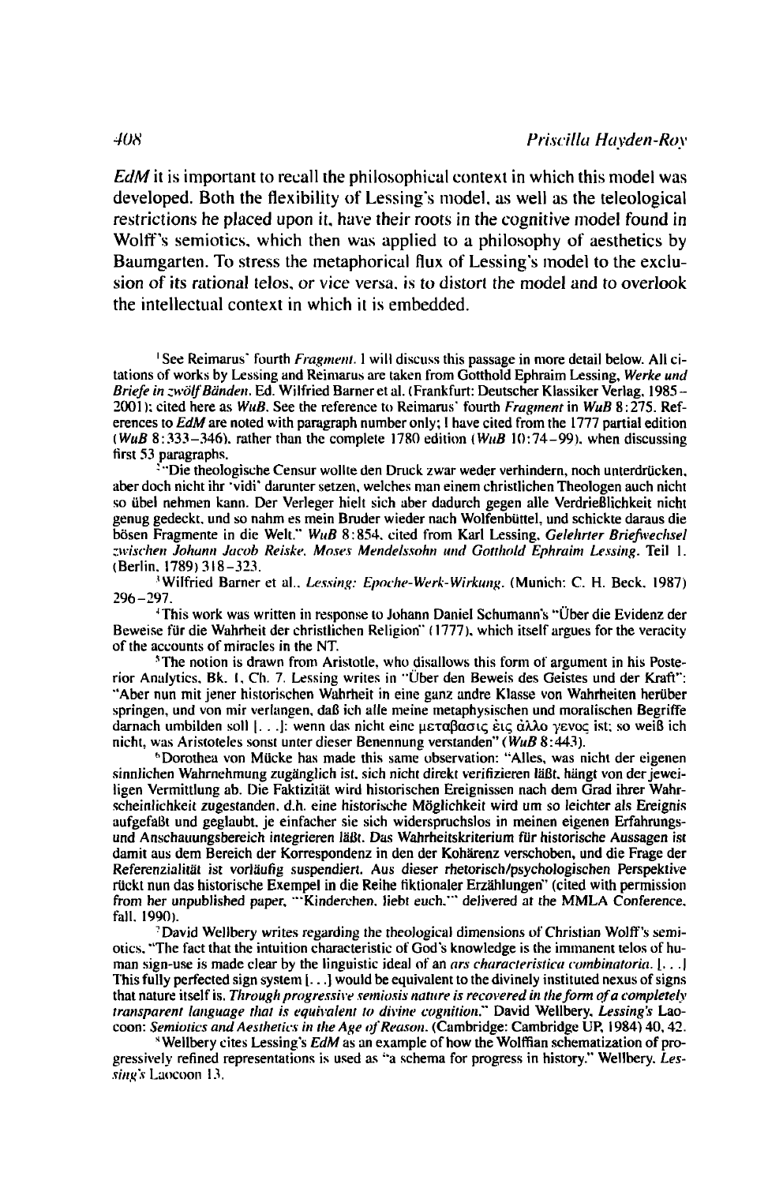*EdM* it is important to recall the philosophical context in which this model was developed. Both the flexibility of Lessing's model, as well as the teleological restrictions he placed upon it, have their roots in the cognitive model found in Wolff's semiotics, which then was applied to a philosophy of aesthetics by Baumgarten. To stress the metaphorical flux of Lessing's model to the exclusion of its rational telos, or vice versa, is to distort the model and to overlook the intellectual context in which it is embedded.

[1] See Reimarus' fourth *Fragment*. I will discuss this passage in more detail below. All citations of works by Lessing and Reimarus are taken from Gotthold Ephraim Lessing, *Werke und Briefe in zwölf Bänden*. Ed. Wilfried Barner et al. (Frankfurt: Deutscher Klassiker Verlag, 1985–2001); cited here as *WuB*. See the reference to Reimarus' fourth *Fragment* in *WuB* 8:275. References to *EdM* are noted with paragraph number only; I have cited from the 1777 partial edition (*WuB* 8:333–346), rather than the complete 1780 edition (*WuB* 10:74–99), when discussing first 53 paragraphs.

[2] "Die theologische Censur wollte den Druck zwar weder verhindern, noch unterdrücken, aber doch nicht ihr 'vidi' darunter setzen, welches man einem christlichen Theologen auch nicht so übel nehmen kann. Der Verleger hielt sich aber dadurch gegen alle Verdrießlichkeit nicht genug gedeckt, und so nahm es mein Bruder wieder nach Wolfenbüttel, und schickte daraus die bösen Fragmente in die Welt." *WuB* 8:854, cited from Karl Lessing, *Gelehrter Briefwechsel zwischen Johann Jacob Reiske, Moses Mendelssohn und Gotthold Ephraim Lessing*. Teil 1. (Berlin, 1789) 318–323.

[3] Wilfried Barner et al., *Lessing: Epoche-Werk-Wirkung*. (Munich: C. H. Beck, 1987) 296–297.

[4] This work was written in response to Johann Daniel Schumann's "Über die Evidenz der Beweise für die Wahrheit der christlichen Religion" (1777), which itself argues for the veracity of the accounts of miracles in the NT.

[5] The notion is drawn from Aristotle, who disallows this form of argument in his Posterior Analytics, Bk. 1, Ch. 7. Lessing writes in "Über den Beweis des Geistes und der Kraft": "Aber nun mit jener historischen Wahrheit in eine ganz andre Klasse von Wahrheiten herüber springen, und von mir verlangen, daß ich alle meine metaphysischen und moralischen Begriffe darnach umbilden soll [. . .]: wenn das nicht eine μεταβασις ἐις ἀλλο γενος ist; so weiß ich nicht, was Aristoteles sonst unter dieser Benennung verstanden" (*WuB* 8:443).

[6] Dorothea von Mücke has made this same observation: "Alles, was nicht der eigenen sinnlichen Wahrnehmung zugänglich ist, sich nicht direkt verifizieren läßt, hängt von der jeweiligen Vermittlung ab. Die Faktizität wird historischen Ereignissen nach dem Grad ihrer Wahrscheinlichkeit zugestanden, d.h. eine historische Möglichkeit wird um so leichter als Ereignis aufgefaßt und geglaubt, je einfacher sie sich widerspruchslos in meinen eigenen Erfahrungs- und Anschauungsbereich integrieren läßt. Das Wahrheitskriterium für historische Aussagen ist damit aus dem Bereich der Korrespondenz in den der Kohärenz verschoben, und die Frage der Referenzialität ist vorläufig suspendiert. Aus dieser rhetorisch/psychologischen Perspektive rückt nun das historische Exempel in die Reihe fiktionaler Erzählungen" (cited with permission from her unpublished paper, "'Kinderchen, liebt euch.'" delivered at the MMLA Conference, fall, 1990).

[7] David Wellbery writes regarding the theological dimensions of Christian Wolff's semiotics, "The fact that the intuition characteristic of God's knowledge is the immanent telos of human sign-use is made clear by the linguistic ideal of an *ars characteristica combinatoria*. [. . .] This fully perfected sign system [. . .] would be equivalent to the divinely instituted nexus of signs that nature itself is. *Through progressive semiosis nature is recovered in the form of a completely transparent language that is equivalent to divine cognition*." David Wellbery, *Lessing's* Laocoon: *Semiotics and Aesthetics in the Age of Reason*. (Cambridge: Cambridge UP, 1984) 40, 42.

[8] Wellbery cites Lessing's *EdM* as an example of how the Wolffian schematization of progressively refined representations is used as "a schema for progress in history." Wellbery, *Lessing's* Laocoon 13.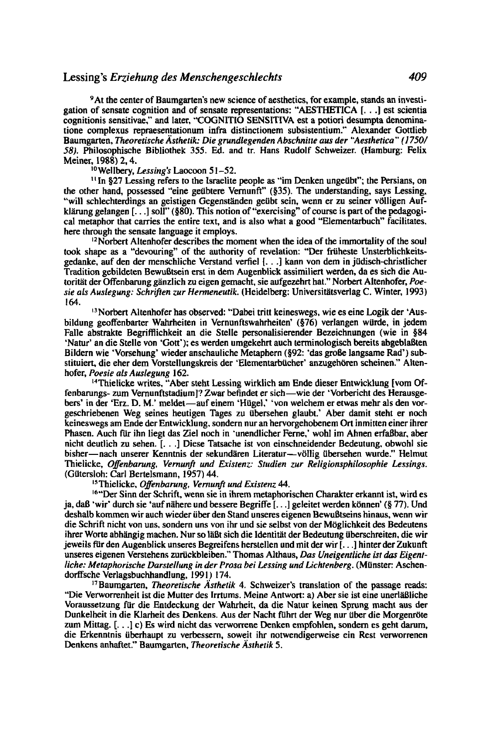[9]At the center of Baumgarten's new science of aesthetics, for example, stands an investigation of sensate cognition and of sensate representations: "AESTHETICA [. . .] est scientia cognitionis sensitivae," and later, "COGNITIO SENSITIVA est a potiori desumpta denominatione complexus repraesentationum infra distinctionem subsistentium." Alexander Gottlieb Baumgarten, *Theoretische Ästhetik: Die grundlegenden Abschnitte aus der "Aesthetica" (1750/58).* Philosophische Bibliothek 355. Ed. and tr. Hans Rudolf Schweizer. (Hamburg: Felix Meiner, 1988) 2, 4.

[10]Wellbery, *Lessing's* Laocoon 51–52.

[11]In §27 Lessing refers to the Israelite people as "im Denken ungeübt"; the Persians, on the other hand, possessed "eine geübtere Vernunft" (§35). The understanding, says Lessing, "will schlechterdings an geistigen Gegenständen geübt sein, wenn er zu seiner völligen Aufklärung gelangen [. . .] soll" (§80). This notion of "exercising" of course is part of the pedagogical metaphor that carries the entire text, and is also what a good "Elementarbuch" facilitates, here through the sensate language it employs.

[12]Norbert Altenhofer describes the moment when the idea of the immortality of the soul took shape as a "devouring" of the authority of revelation: "Der früheste Unsterblichkeitsgedanke, auf den der menschliche Verstand verfiel [. . .] kann von dem in jüdisch-christlicher Tradition gebildeten Bewußtsein erst in dem Augenblick assimiliert werden, da es sich die Autorität der Offenbarung gänzlich zu eigen gemacht, sie aufgezehrt hat." Norbert Altenhofer, *Poesie als Auslegung: Schriften zur Hermeneutik.* (Heidelberg: Universitätsverlag C. Winter, 1993) 164.

[13]Norbert Altenhofer has observed: "Dabei tritt keineswegs, wie es eine Logik der 'Ausbildung geoffenbarter Wahrheiten in Vernunftswahrheiten' (§76) verlangen würde, in jedem Falle abstrakte Begrifflichkeit an die Stelle personalisierender Bezeichnungen (wie in §84 'Natur' an die Stelle von 'Gott'); es werden umgekehrt auch terminologisch bereits abgeblaßten Bildern wie 'Vorsehung' wieder anschauliche Metaphern (§92: 'das große langsame Rad') substituiert, die eher dem Vorstellungskreis der 'Elementarbücher' anzugehören scheinen." Altenhofer, *Poesie als Auslegung* 162.

[14]Thielicke writes, "Aber steht Lessing wirklich am Ende dieser Entwicklung [vom Offenbarungs- zum Vernunftstadium]? Zwar befindet er sich—wie der 'Vorbericht des Herausgebers' in der 'Erz. D. M.' meldet—auf einem 'Hügel,' 'von welchem er etwas mehr als den vorgeschriebenen Weg seines heutigen Tages zu übersehen glaubt.' Aber damit steht er noch keineswegs am Ende der Entwicklung, sondern nur an hervorgehobenem Ort inmitten einer ihrer Phasen. Auch für ihn liegt das Ziel noch in 'unendlicher Ferne,' wohl im Ahnen erfaßbar, aber nicht deutlich zu sehen. [. . .] Diese Tatsache ist von einschneidender Bedeutung, obwohl sie bisher—nach unserer Kenntnis der sekundären Literatur—völlig übersehen wurde." Helmut Thielicke, *Offenbarung, Vernunft und Existenz: Studien zur Religionsphilosophie Lessings.* (Gütersloh: Carl Bertelsmann, 1957) 44.

[15]Thielicke, *Offenbarung, Vernunft und Existenz* 44.

[16]"Der Sinn der Schrift, wenn sie in ihrem metaphorischen Charakter erkannt ist, wird es ja, daß 'wir' durch sie 'auf nähere und bessere Begriffe [. . .] geleitet werden können' (§ 77). Und deshalb kommen wir auch wieder über den Stand unseres eigenen Bewußtseins hinaus, wenn wir die Schrift nicht von uns, sondern uns von ihr und sie selbst von der Möglichkeit des Bedeutens ihrer Worte abhängig machen. Nur so läßt sich die Identität der Bedeutung überschreiten, die wir jeweils für den Augenblick unseres Begreifens herstellen und mit der wir [. . .] hinter der Zukunft unseres eigenen Verstehens zurückbleiben." Thomas Althaus, *Das Uneigentliche ist das Eigentliche: Metaphorische Darstellung in der Prosa bei Lessing und Lichtenberg.* (Münster: Aschendorffsche Verlagsbuchhandlung, 1991) 174.

[17]Baumgarten, *Theoretische Ästhetik* 4. Schweizer's translation of the passage reads: "Die Verworrenheit ist die Mutter des Irrtums. Meine Antwort: a) Aber sie ist eine unerläßliche Voraussetzung für die Entdeckung der Wahrheit, da die Natur keinen Sprung macht aus der Dunkelheit in die Klarheit des Denkens. Aus der Nacht führt der Weg nur über die Morgenröte zum Mittag. [. . .] c) Es wird nicht das verworrene Denken empfohlen, sondern es geht darum, die Erkenntnis überhaupt zu verbessern, soweit ihr notwendigerweise ein Rest verworrenen Denkens anhaftet." Baumgarten, *Theoretische Ästhetik* 5.